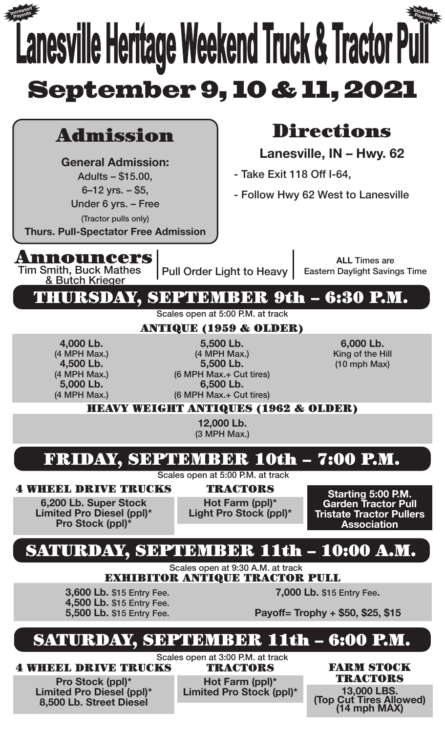Increased Payouts

# Lanesville Heritage Weekend Truck & Tractor Pull

Increased Payouts

## September 9, 10 & 11, 2021

## Admission

**General Admission:**

Adults – $15.00,

6–12 yrs. – $5,

Under 6 yrs. – Free

(Tractor pulls only)

**Thurs. Pull-Spectator Free Admission**

## Directions

**Lanesville, IN – Hwy. 62**

- Take Exit 118 Off I-64,
- Follow Hwy 62 West to Lanesville

## Announcers

Tim Smith, Buck Mathes & Butch Krieger

Pull Order Light to Heavy

**ALL** Times are Eastern Daylight Savings Time

## THURSDAY, SEPTEMBER 9th – 6:30 P.M.

Scales open at 5:00 P.M. at track

### ANTIQUE (1959 & OLDER)

**4,000 Lb.** (4 MPH Max.)

**4,500 Lb.** (4 MPH Max.)

**5,000 Lb.** (4 MPH Max.)

**5,500 Lb.** (4 MPH Max.)

**5,500 Lb.** (6 MPH Max.+ Cut tires)

**6,500 Lb.** (6 MPH Max.+ Cut tires)

**6,000 Lb.** King of the Hill (10 mph Max)

### HEAVY WEIGHT ANTIQUES (1962 & OLDER)

**12,000 Lb.** (3 MPH Max.)

## FRIDAY, SEPTEMBER 10th – 7:00 P.M.

Scales open at 5:00 P.M. at track

### 4 WHEEL DRIVE TRUCKS

**6,200 Lb. Super Stock**

**Limited Pro Diesel (ppl)***

**Pro Stock (ppl)***

### TRACTORS

**Hot Farm (ppl)***

**Light Pro Stock (ppl)***

**Starting 5:00 P.M. Garden Tractor Pull Tristate Tractor Pullers Association**

## SATURDAY, SEPTEMBER 11th – 10:00 A.M.

Scales open at 9:30 A.M. at track

### EXHIBITOR ANTIQUE TRACTOR PULL

**3,600 Lb.** $15 Entry Fee.

**4,500 Lb.** $15 Entry Fee.

**5,500 Lb.** $15 Entry Fee.

**7,000 Lb.** $15 Entry Fee.

**Payoff= Trophy + $50, $25, $15**

## SATURDAY, SEPTEMBER 11th – 6:00 P.M.

Scales open at 3:00 P.M. at track

### 4 WHEEL DRIVE TRUCKS

**Pro Stock (ppl)***

**Limited Pro Diesel (ppl)***

**8,500 Lb. Street Diesel**

### TRACTORS

**Hot Farm (ppl)***

**Limited Pro Stock (ppl)***

### FARM STOCK TRACTORS

**13,000 LBS. (Top Cut Tires Allowed) (14 mph MAX)**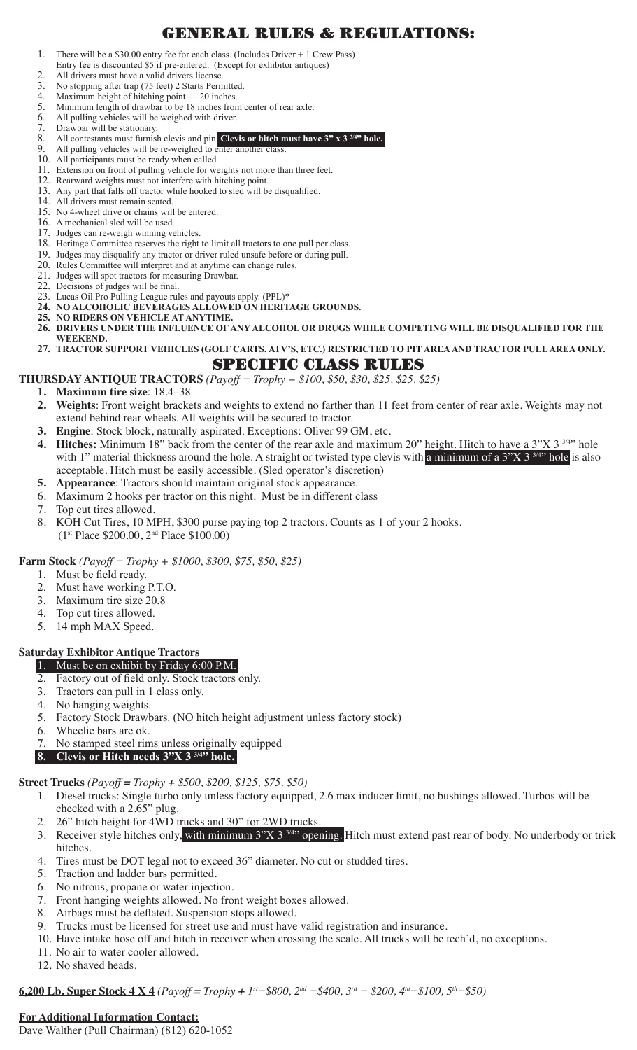# GENERAL RULES & REGULATIONS:

1. There will be a $30.00 entry fee for each class. (Includes Driver + 1 Crew Pass) Entry fee is discounted $5 if pre-entered. (Except for exhibitor antiques)
2. All drivers must have a valid drivers license.
3. No stopping after trap (75 feet) 2 Starts Permitted.
4. Maximum height of hitching point — 20 inches.
5. Minimum length of drawbar to be 18 inches from center of rear axle.
6. All pulling vehicles will be weighed with driver.
7. Drawbar will be stationary.
8. All contestants must furnish clevis and pin. **Clevis or hitch must have 3" x 3 3/4" hole.**
9. All pulling vehicles will be re-weighed to enter another class.
10. All participants must be ready when called.
11. Extension on front of pulling vehicle for weights not more than three feet.
12. Rearward weights must not interfere with hitching point.
13. Any part that falls off tractor while hooked to sled will be disqualified.
14. All drivers must remain seated.
15. No 4-wheel drive or chains will be entered.
16. A mechanical sled will be used.
17. Judges can re-weigh winning vehicles.
18. Heritage Committee reserves the right to limit all tractors to one pull per class.
19. Judges may disqualify any tractor or driver ruled unsafe before or during pull.
20. Rules Committee will interpret and at anytime can change rules.
21. Judges will spot tractors for measuring Drawbar.
22. Decisions of judges will be final.
23. Lucas Oil Pro Pulling League rules and payouts apply. (PPL)*
24. **NO ALCOHOLIC BEVERAGES ALLOWED ON HERITAGE GROUNDS.**
25. **NO RIDERS ON VEHICLE AT ANYTIME.**
26. **DRIVERS UNDER THE INFLUENCE OF ANY ALCOHOL OR DRUGS WHILE COMPETING WILL BE DISQUALIFIED FOR THE WEEKEND.**
27. **TRACTOR SUPPORT VEHICLES (GOLF CARTS, ATV'S, ETC.) RESTRICTED TO PIT AREA AND TRACTOR PULL AREA ONLY.**

# SPECIFIC CLASS RULES

**THURSDAY ANTIQUE TRACTORS** *(Payoff = Trophy + $100, $50, $30, $25, $25, $25)*

1. **Maximum tire size**: 18.4–38
2. **Weights**: Front weight brackets and weights to extend no farther than 11 feet from center of rear axle. Weights may not extend behind rear wheels. All weights will be secured to tractor.
3. **Engine**: Stock block, naturally aspirated. Exceptions: Oliver 99 GM, etc.
4. **Hitches:** Minimum 18" back from the center of the rear axle and maximum 20" height. Hitch to have a 3"X 3 3/4" hole with 1" material thickness around the hole. A straight or twisted type clevis with a minimum of a 3"X 3 3/4" hole is also acceptable. Hitch must be easily accessible. (Sled operator's discretion)
5. **Appearance**: Tractors should maintain original stock appearance.
6. Maximum 2 hooks per tractor on this night. Must be in different class
7. Top cut tires allowed.
8. KOH Cut Tires, 10 MPH, $300 purse paying top 2 tractors. Counts as 1 of your 2 hooks. (1st Place $200.00, 2nd Place $100.00)

**Farm Stock** *(Payoff = Trophy + $1000, $300, $75, $50, $25)*

1. Must be field ready.
2. Must have working P.T.O.
3. Maximum tire size 20.8
4. Top cut tires allowed.
5. 14 mph MAX Speed.

**Saturday Exhibitor Antique Tractors**

1. Must be on exhibit by Friday 6:00 P.M.
2. Factory out of field only. Stock tractors only.
3. Tractors can pull in 1 class only.
4. No hanging weights.
5. Factory Stock Drawbars. (NO hitch height adjustment unless factory stock)
6. Wheelie bars are ok.
7. No stamped steel rims unless originally equipped
8. **Clevis or Hitch needs 3"X 3 3/4" hole.**

**Street Trucks** *(Payoff = Trophy + $500, $200, $125, $75, $50)*

1. Diesel trucks: Single turbo only unless factory equipped, 2.6 max inducer limit, no bushings allowed. Turbos will be checked with a 2.65" plug.
2. 26" hitch height for 4WD trucks and 30" for 2WD trucks.
3. Receiver style hitches only, with minimum 3"X 3 3/4" opening. Hitch must extend past rear of body. No underbody or trick hitches.
4. Tires must be DOT legal not to exceed 36" diameter. No cut or studded tires.
5. Traction and ladder bars permitted.
6. No nitrous, propane or water injection.
7. Front hanging weights allowed. No front weight boxes allowed.
8. Airbags must be deflated. Suspension stops allowed.
9. Trucks must be licensed for street use and must have valid registration and insurance.
10. Have intake hose off and hitch in receiver when crossing the scale. All trucks will be tech'd, no exceptions.
11. No air to water cooler allowed.
12. No shaved heads.

**6,200 Lb. Super Stock 4 X 4** *(Payoff = Trophy + 1st=$800, 2nd =$400, 3rd = $200, 4th=$100, 5th=$50)*

**For Additional Information Contact:**

Dave Walther (Pull Chairman) (812) 620-1052